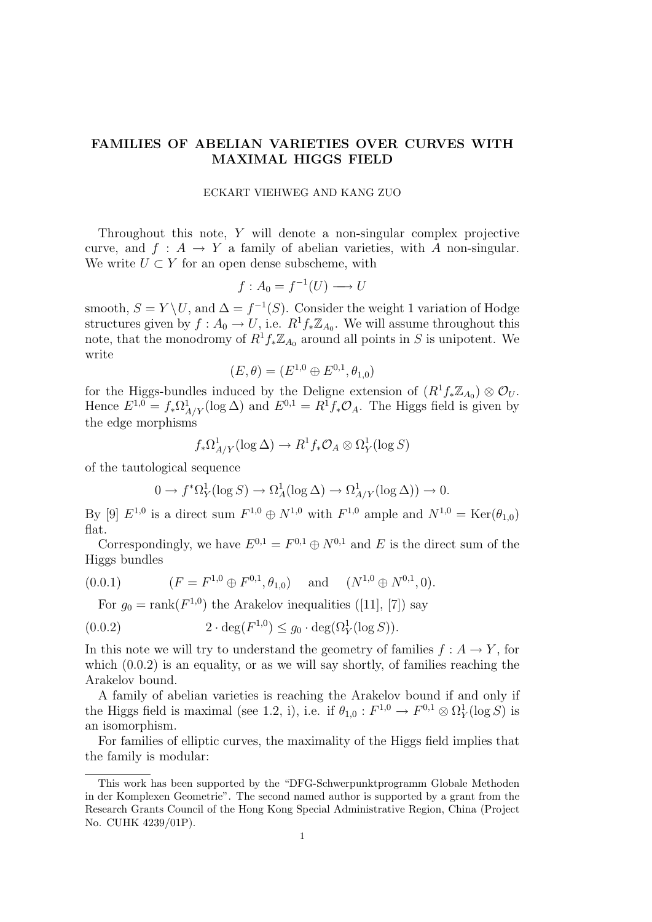# FAMILIES OF ABELIAN VARIETIES OVER CURVES WITH MAXIMAL HIGGS FIELD

ECKART VIEHWEG AND KANG ZUO

Throughout this note, $Y$ will denote a non-singular complex projective curve, and $f : A \to Y$ a family of abelian varieties, with $A$ non-singular. We write $U \subset Y$ for an open dense subscheme, with

$$f : A_0 = f^{-1}(U) \longrightarrow U$$

smooth, $S = Y \setminus U$, and $\Delta = f^{-1}(S)$. Consider the weight 1 variation of Hodge structures given by $f : A_0 \to U$, i.e. $R^1 f_* \mathbb{Z}_{A_0}$. We will assume throughout this note, that the monodromy of $R^1 f_* \mathbb{Z}_{A_0}$ around all points in $S$ is unipotent. We write

$$(E, \theta) = (E^{1,0} \oplus E^{0,1}, \theta_{1,0})$$

for the Higgs-bundles induced by the Deligne extension of $(R^1 f_* \mathbb{Z}_{A_0}) \otimes \mathcal{O}_U$. Hence $E^{1,0} = f_* \Omega^1_{A/Y}(\log \Delta)$ and $E^{0,1} = R^1 f_* \mathcal{O}_A$. The Higgs field is given by the edge morphisms

$$f_* \Omega^1_{A/Y}(\log \Delta) \to R^1 f_* \mathcal{O}_A \otimes \Omega^1_Y(\log S)$$

of the tautological sequence

$$0 \to f^* \Omega^1_Y(\log S) \to \Omega^1_A(\log \Delta) \to \Omega^1_{A/Y}(\log \Delta)) \to 0.$$

By [9] $E^{1,0}$ is a direct sum $F^{1,0} \oplus N^{1,0}$ with $F^{1,0}$ ample and $N^{1,0} = \mathrm{Ker}(\theta_{1,0})$ flat.

Correspondingly, we have $E^{0,1} = F^{0,1} \oplus N^{0,1}$ and $E$ is the direct sum of the Higgs bundles

$$(F = F^{1,0} \oplus F^{0,1}, \theta_{1,0}) \quad \text{and} \quad (N^{1,0} \oplus N^{0,1}, 0). \tag{0.0.1}$$

For $g_0 = \mathrm{rank}(F^{1,0})$ the Arakelov inequalities ([11], [7]) say

$$2 \cdot \deg(F^{1,0}) \leq g_0 \cdot \deg(\Omega^1_Y(\log S)). \tag{0.0.2}$$

In this note we will try to understand the geometry of families $f : A \to Y$, for which (0.0.2) is an equality, or as we will say shortly, of families reaching the Arakelov bound.

A family of abelian varieties is reaching the Arakelov bound if and only if the Higgs field is maximal (see 1.2, i), i.e. if $\theta_{1,0} : F^{1,0} \to F^{0,1} \otimes \Omega^1_Y(\log S)$ is an isomorphism.

For families of elliptic curves, the maximality of the Higgs field implies that the family is modular:

---

This work has been supported by the "DFG-Schwerpunktprogramm Globale Methoden in der Komplexen Geometrie". The second named author is supported by a grant from the Research Grants Council of the Hong Kong Special Administrative Region, China (Project No. CUHK 4239/01P).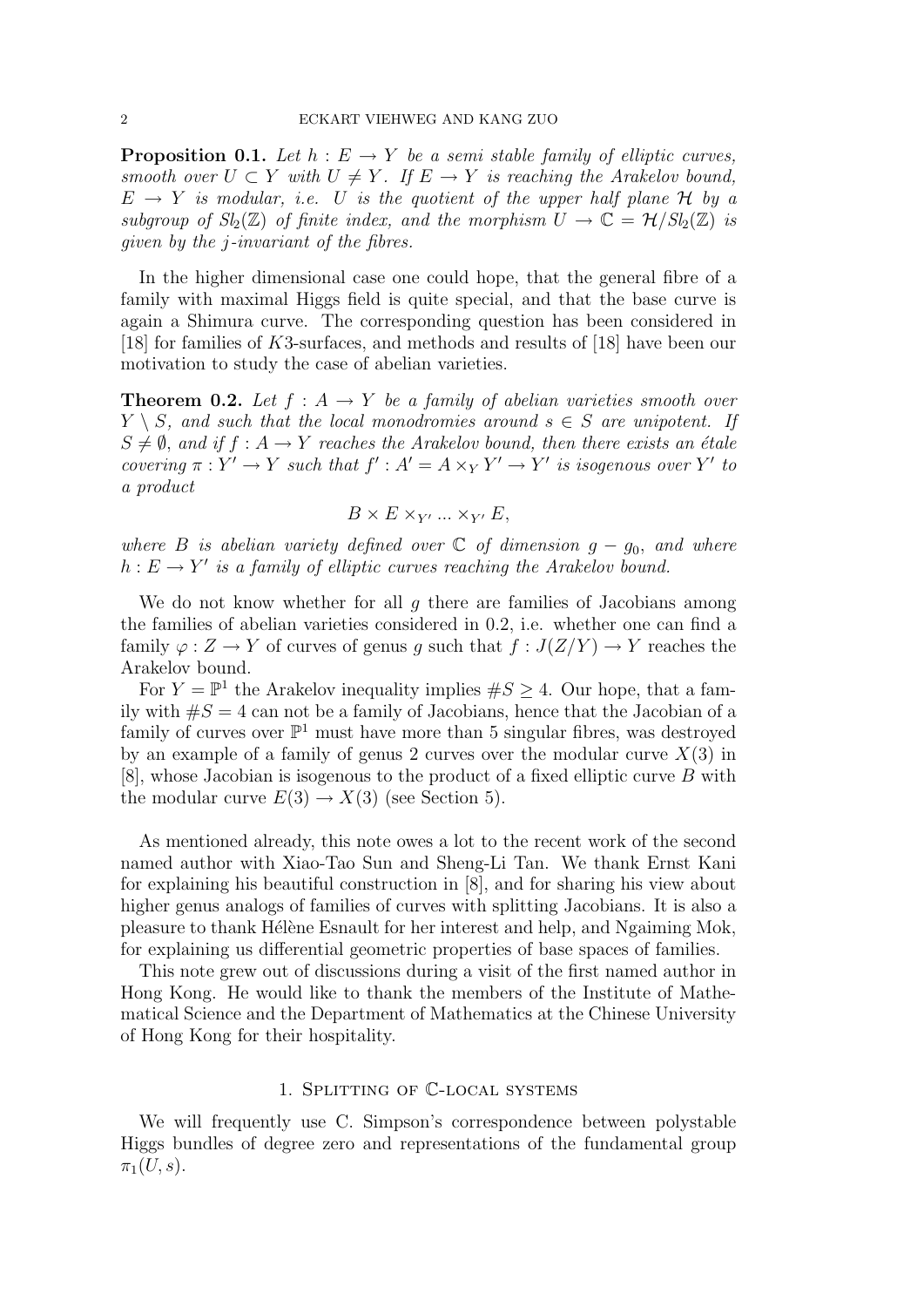**Proposition 0.1.** *Let $h : E \to Y$ be a semi stable family of elliptic curves, smooth over $U \subset Y$ with $U \neq Y$. If $E \to Y$ is reaching the Arakelov bound, $E \to Y$ is modular, i.e. $U$ is the quotient of the upper half plane $\mathcal{H}$ by a subgroup of $Sl_2(\mathbb{Z})$ of finite index, and the morphism $U \to \mathbb{C} = \mathcal{H}/Sl_2(\mathbb{Z})$ is given by the $j$-invariant of the fibres.*

In the higher dimensional case one could hope, that the general fibre of a family with maximal Higgs field is quite special, and that the base curve is again a Shimura curve. The corresponding question has been considered in [18] for families of $K3$-surfaces, and methods and results of [18] have been our motivation to study the case of abelian varieties.

**Theorem 0.2.** *Let $f : A \to Y$ be a family of abelian varieties smooth over $Y \setminus S$, and such that the local monodromies around $s \in S$ are unipotent. If $S \neq \emptyset$, and if $f : A \to Y$ reaches the Arakelov bound, then there exists an étale covering $\pi : Y' \to Y$ such that $f' : A' = A \times_Y Y' \to Y'$ is isogenous over $Y'$ to a product*

$$B \times E \times_{Y'} \ldots \times_{Y'} E,$$

*where $B$ is abelian variety defined over $\mathbb{C}$ of dimension $g - g_0$, and where $h : E \to Y'$ is a family of elliptic curves reaching the Arakelov bound.*

We do not know whether for all $g$ there are families of Jacobians among the families of abelian varieties considered in 0.2, i.e. whether one can find a family $\varphi : Z \to Y$ of curves of genus $g$ such that $f : J(Z/Y) \to Y$ reaches the Arakelov bound.

For $Y = \mathbb{P}^1$ the Arakelov inequality implies $\#S \geq 4$. Our hope, that a family with $\#S = 4$ can not be a family of Jacobians, hence that the Jacobian of a family of curves over $\mathbb{P}^1$ must have more than 5 singular fibres, was destroyed by an example of a family of genus 2 curves over the modular curve $X(3)$ in [8], whose Jacobian is isogenous to the product of a fixed elliptic curve $B$ with the modular curve $E(3) \to X(3)$ (see Section 5).

As mentioned already, this note owes a lot to the recent work of the second named author with Xiao-Tao Sun and Sheng-Li Tan. We thank Ernst Kani for explaining his beautiful construction in [8], and for sharing his view about higher genus analogs of families of curves with splitting Jacobians. It is also a pleasure to thank Hélène Esnault for her interest and help, and Ngaiming Mok, for explaining us differential geometric properties of base spaces of families.

This note grew out of discussions during a visit of the first named author in Hong Kong. He would like to thank the members of the Institute of Mathematical Science and the Department of Mathematics at the Chinese University of Hong Kong for their hospitality.

## 1. Splitting of $\mathbb{C}$-local systems

We will frequently use C. Simpson's correspondence between polystable Higgs bundles of degree zero and representations of the fundamental group $\pi_1(U, s)$.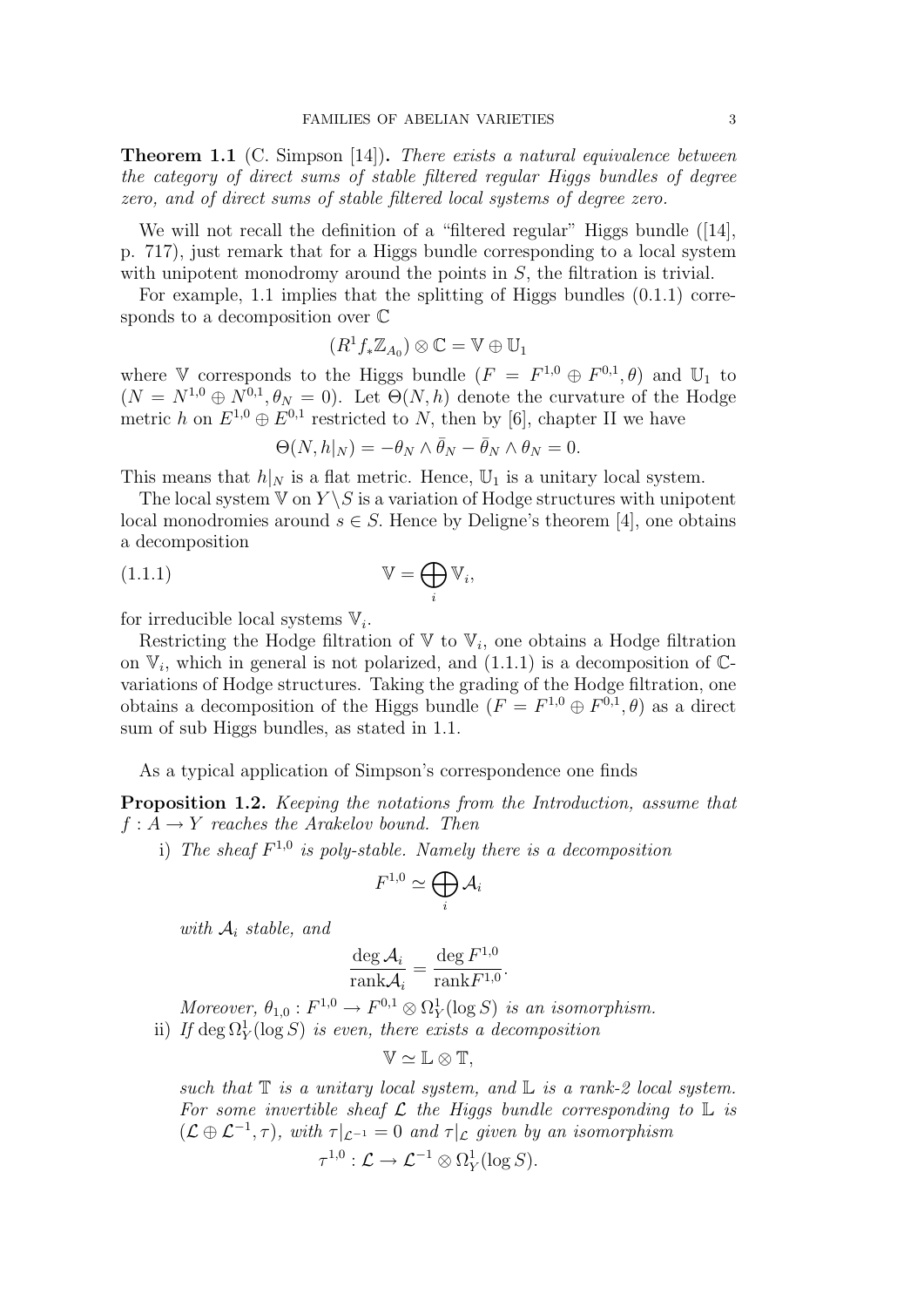**Theorem 1.1** (C. Simpson [14])**.** *There exists a natural equivalence between the category of direct sums of stable filtered regular Higgs bundles of degree zero, and of direct sums of stable filtered local systems of degree zero.*

We will not recall the definition of a "filtered regular" Higgs bundle ([14], p. 717), just remark that for a Higgs bundle corresponding to a local system with unipotent monodromy around the points in $S$, the filtration is trivial.

For example, 1.1 implies that the splitting of Higgs bundles (0.1.1) corresponds to a decomposition over $\mathbb{C}$

$$(R^1 f_* \mathbb{Z}_{A_0}) \otimes \mathbb{C} = \mathbb{V} \oplus \mathbb{U}_1$$

where $\mathbb{V}$ corresponds to the Higgs bundle $(F = F^{1,0} \oplus F^{0,1}, \theta)$ and $\mathbb{U}_1$ to $(N = N^{1,0} \oplus N^{0,1}, \theta_N = 0)$. Let $\Theta(N,h)$ denote the curvature of the Hodge metric $h$ on $E^{1,0} \oplus E^{0,1}$ restricted to $N$, then by [6], chapter II we have

$$\Theta(N, h|_N) = -\theta_N \wedge \bar{\theta}_N - \bar{\theta}_N \wedge \theta_N = 0.$$

This means that $h|_N$ is a flat metric. Hence, $\mathbb{U}_1$ is a unitary local system.

The local system $\mathbb{V}$ on $Y \setminus S$ is a variation of Hodge structures with unipotent local monodromies around $s \in S$. Hence by Deligne's theorem [4], one obtains a decomposition

$$\mathbb{V} = \bigoplus_i \mathbb{V}_i, \tag{1.1.1}$$

for irreducible local systems $\mathbb{V}_i$.

Restricting the Hodge filtration of $\mathbb{V}$ to $\mathbb{V}_i$, one obtains a Hodge filtration on $\mathbb{V}_i$, which in general is not polarized, and (1.1.1) is a decomposition of $\mathbb{C}$-variations of Hodge structures. Taking the grading of the Hodge filtration, one obtains a decomposition of the Higgs bundle $(F = F^{1,0} \oplus F^{0,1}, \theta)$ as a direct sum of sub Higgs bundles, as stated in 1.1.

As a typical application of Simpson's correspondence one finds

**Proposition 1.2.** *Keeping the notations from the Introduction, assume that $f : A \to Y$ reaches the Arakelov bound. Then*

i) *The sheaf $F^{1,0}$ is poly-stable. Namely there is a decomposition*

$$F^{1,0} \simeq \bigoplus_i \mathcal{A}_i$$

*with $\mathcal{A}_i$ stable, and*

$$\frac{\deg \mathcal{A}_i}{\mathrm{rank} \mathcal{A}_i} = \frac{\deg F^{1,0}}{\mathrm{rank} F^{1,0}}.$$

*Moreover, $\theta_{1,0} : F^{1,0} \to F^{0,1} \otimes \Omega^1_Y(\log S)$ is an isomorphism.*

ii) *If $\deg \Omega^1_Y(\log S)$ is even, there exists a decomposition*

$$\mathbb{V} \simeq \mathbb{L} \otimes \mathbb{T},$$

*such that $\mathbb{T}$ is a unitary local system, and $\mathbb{L}$ is a rank-2 local system. For some invertible sheaf $\mathcal{L}$ the Higgs bundle corresponding to $\mathbb{L}$ is $(\mathcal{L} \oplus \mathcal{L}^{-1}, \tau)$, with $\tau|_{\mathcal{L}^{-1}} = 0$ and $\tau|_{\mathcal{L}}$ given by an isomorphism*

$$\tau^{1,0} : \mathcal{L} \to \mathcal{L}^{-1} \otimes \Omega^1_Y(\log S).$$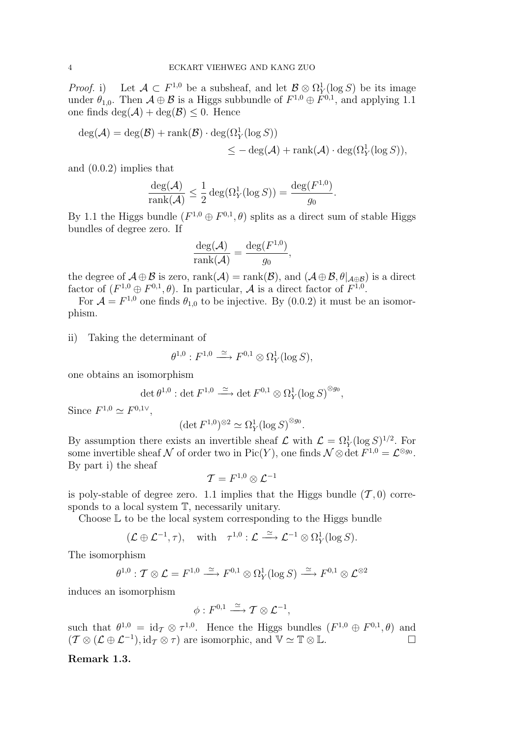*Proof.* i) Let $\mathcal{A} \subset F^{1,0}$ be a subsheaf, and let $\mathcal{B} \otimes \Omega^1_Y(\log S)$ be its image under $\theta_{1,0}$. Then $\mathcal{A} \oplus \mathcal{B}$ is a Higgs subbundle of $F^{1,0} \oplus F^{0,1}$, and applying 1.1 one finds $\deg(\mathcal{A}) + \deg(\mathcal{B}) \leq 0$. Hence

$$\deg(\mathcal{A}) = \deg(\mathcal{B}) + \operatorname{rank}(\mathcal{B}) \cdot \deg(\Omega^1_Y(\log S)) \\ \leq -\deg(\mathcal{A}) + \operatorname{rank}(\mathcal{A}) \cdot \deg(\Omega^1_Y(\log S)),$$

and (0.0.2) implies that

$$\frac{\deg(\mathcal{A})}{\operatorname{rank}(\mathcal{A})} \leq \frac{1}{2} \deg(\Omega^1_Y(\log S)) = \frac{\deg(F^{1,0})}{g_0}.$$

By 1.1 the Higgs bundle $(F^{1,0} \oplus F^{0,1}, \theta)$ splits as a direct sum of stable Higgs bundles of degree zero. If

$$\frac{\deg(\mathcal{A})}{\operatorname{rank}(\mathcal{A})} = \frac{\deg(F^{1,0})}{g_0},$$

the degree of $\mathcal{A} \oplus \mathcal{B}$ is zero, $\operatorname{rank}(\mathcal{A}) = \operatorname{rank}(\mathcal{B})$, and $(\mathcal{A} \oplus \mathcal{B}, \theta|_{\mathcal{A} \oplus \mathcal{B}})$ is a direct factor of $(F^{1,0} \oplus F^{0,1}, \theta)$. In particular, $\mathcal{A}$ is a direct factor of $F^{1,0}$.

For $\mathcal{A} = F^{1,0}$ one finds $\theta_{1,0}$ to be injective. By (0.0.2) it must be an isomorphism.

ii) Taking the determinant of

$$\theta^{1,0} : F^{1,0} \xrightarrow{\simeq} F^{0,1} \otimes \Omega^1_Y(\log S),$$

one obtains an isomorphism

$$\det \theta^{1,0} : \det F^{1,0} \xrightarrow{\simeq} \det F^{0,1} \otimes \Omega^1_Y(\log S)^{\otimes g_0},$$

Since $F^{1,0} \simeq F^{0,1\vee}$,

$$(\det F^{1,0})^{\otimes 2} \simeq \Omega^1_Y(\log S)^{\otimes g_0}.$$

By assumption there exists an invertible sheaf $\mathcal{L}$ with $\mathcal{L} = \Omega^1_Y(\log S)^{1/2}$. For some invertible sheaf $\mathcal{N}$ of order two in $\operatorname{Pic}(Y)$, one finds $\mathcal{N} \otimes \det F^{1,0} = \mathcal{L}^{\otimes g_0}$. By part i) the sheaf

$$\mathcal{T} = F^{1,0} \otimes \mathcal{L}^{-1}$$

is poly-stable of degree zero. 1.1 implies that the Higgs bundle $(\mathcal{T}, 0)$ corresponds to a local system $\mathbb{T}$, necessarily unitary.

Choose $\mathbb{L}$ to be the local system corresponding to the Higgs bundle

$$(\mathcal{L} \oplus \mathcal{L}^{-1}, \tau), \quad \text{with} \quad \tau^{1,0} : \mathcal{L} \xrightarrow{\simeq} \mathcal{L}^{-1} \otimes \Omega^1_Y(\log S).$$

The isomorphism

$$\theta^{1,0} : \mathcal{T} \otimes \mathcal{L} = F^{1,0} \xrightarrow{\simeq} F^{0,1} \otimes \Omega^1_Y(\log S) \xrightarrow{\simeq} F^{0,1} \otimes \mathcal{L}^{\otimes 2}$$

induces an isomorphism

$$\phi : F^{0,1} \xrightarrow{\simeq} \mathcal{T} \otimes \mathcal{L}^{-1},$$

such that $\theta^{1,0} = \mathrm{id}_{\mathcal{T}} \otimes \tau^{1,0}$. Hence the Higgs bundles $(F^{1,0} \oplus F^{0,1}, \theta)$ and $(\mathcal{T} \otimes (\mathcal{L} \oplus \mathcal{L}^{-1}), \mathrm{id}_{\mathcal{T}} \otimes \tau)$ are isomorphic, and $\mathbb{V} \simeq \mathbb{T} \otimes \mathbb{L}$. □

**Remark 1.3.**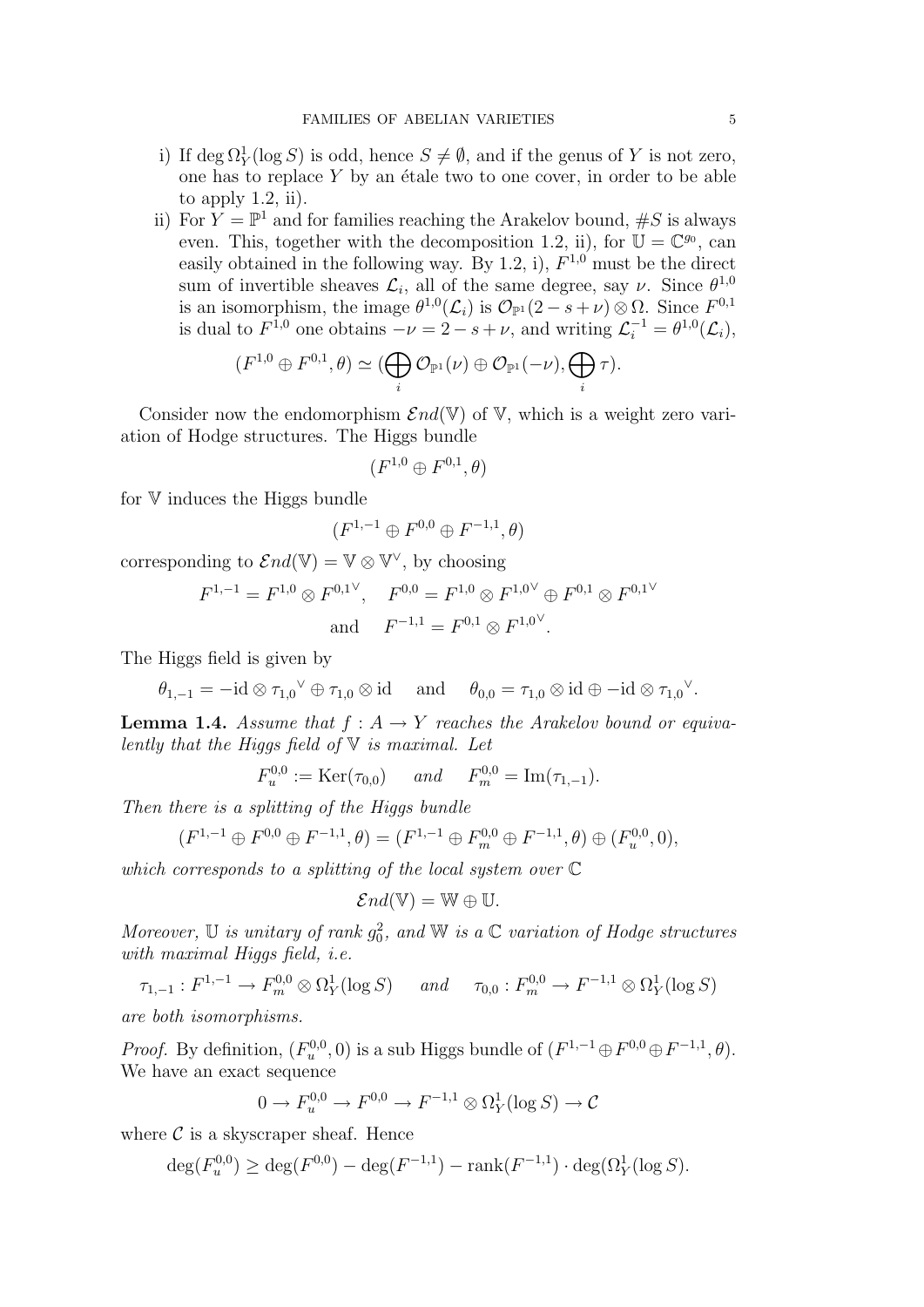i) If $\deg \Omega^1_Y(\log S)$ is odd, hence $S \neq \emptyset$, and if the genus of $Y$ is not zero, one has to replace $Y$ by an étale two to one cover, in order to be able to apply 1.2, ii).

ii) For $Y = \mathbb{P}^1$ and for families reaching the Arakelov bound, $\#S$ is always even. This, together with the decomposition 1.2, ii), for $\mathbb{U} = \mathbb{C}^{g_0}$, can easily obtained in the following way. By 1.2, i), $F^{1,0}$ must be the direct sum of invertible sheaves $\mathcal{L}_i$, all of the same degree, say $\nu$. Since $\theta^{1,0}$ is an isomorphism, the image $\theta^{1,0}(\mathcal{L}_i)$ is $\mathcal{O}_{\mathbb{P}^1}(2 - s + \nu) \otimes \Omega$. Since $F^{0,1}$ is dual to $F^{1,0}$ one obtains $-\nu = 2 - s + \nu$, and writing $\mathcal{L}_i^{-1} = \theta^{1,0}(\mathcal{L}_i)$,

$$(F^{1,0} \oplus F^{0,1}, \theta) \simeq (\bigoplus_i \mathcal{O}_{\mathbb{P}^1}(\nu) \oplus \mathcal{O}_{\mathbb{P}^1}(-\nu), \bigoplus_i \tau).$$

Consider now the endomorphism $\mathcal{E}nd(\mathbb{V})$ of $\mathbb{V}$, which is a weight zero variation of Hodge structures. The Higgs bundle

$$(F^{1,0} \oplus F^{0,1}, \theta)$$

for $\mathbb{V}$ induces the Higgs bundle

$$(F^{1,-1} \oplus F^{0,0} \oplus F^{-1,1}, \theta)$$

corresponding to $\mathcal{E}nd(\mathbb{V}) = \mathbb{V} \otimes \mathbb{V}^\vee$, by choosing

$$F^{1,-1} = F^{1,0} \otimes F^{0,1\vee}, \quad F^{0,0} = F^{1,0} \otimes F^{1,0\vee} \oplus F^{0,1} \otimes F^{0,1\vee}$$
$$\text{and} \quad F^{-1,1} = F^{0,1} \otimes F^{1,0\vee}.$$

The Higgs field is given by

$$\theta_{1,-1} = -\mathrm{id} \otimes {\tau_{1,0}}^\vee \oplus \tau_{1,0} \otimes \mathrm{id} \quad \text{and} \quad \theta_{0,0} = \tau_{1,0} \otimes \mathrm{id} \oplus -\mathrm{id} \otimes {\tau_{1,0}}^\vee.$$

**Lemma 1.4.** *Assume that $f : A \to Y$ reaches the Arakelov bound or equivalently that the Higgs field of $\mathbb{V}$ is maximal. Let*

$$F^{0,0}_u := \mathrm{Ker}(\tau_{0,0}) \quad \textit{and} \quad F^{0,0}_m = \mathrm{Im}(\tau_{1,-1}).$$

*Then there is a splitting of the Higgs bundle*

$$(F^{1,-1} \oplus F^{0,0} \oplus F^{-1,1}, \theta) = (F^{1,-1} \oplus F^{0,0}_m \oplus F^{-1,1}, \theta) \oplus (F^{0,0}_u, 0),$$

*which corresponds to a splitting of the local system over $\mathbb{C}$*

$$\mathcal{E}nd(\mathbb{V}) = \mathbb{W} \oplus \mathbb{U}.$$

*Moreover, $\mathbb{U}$ is unitary of rank $g_0^2$, and $\mathbb{W}$ is a $\mathbb{C}$ variation of Hodge structures with maximal Higgs field, i.e.*

$$\tau_{1,-1} : F^{1,-1} \to F^{0,0}_m \otimes \Omega^1_Y(\log S) \quad \textit{and} \quad \tau_{0,0} : F^{0,0}_m \to F^{-1,1} \otimes \Omega^1_Y(\log S)$$

*are both isomorphisms.*

*Proof.* By definition, $(F^{0,0}_u, 0)$ is a sub Higgs bundle of $(F^{1,-1} \oplus F^{0,0} \oplus F^{-1,1}, \theta)$. We have an exact sequence

$$0 \to F^{0,0}_u \to F^{0,0} \to F^{-1,1} \otimes \Omega^1_Y(\log S) \to \mathcal{C}$$

where $\mathcal{C}$ is a skyscraper sheaf. Hence

$$\deg(F^{0,0}_u) \geq \deg(F^{0,0}) - \deg(F^{-1,1}) - \mathrm{rank}(F^{-1,1}) \cdot \deg(\Omega^1_Y(\log S).$$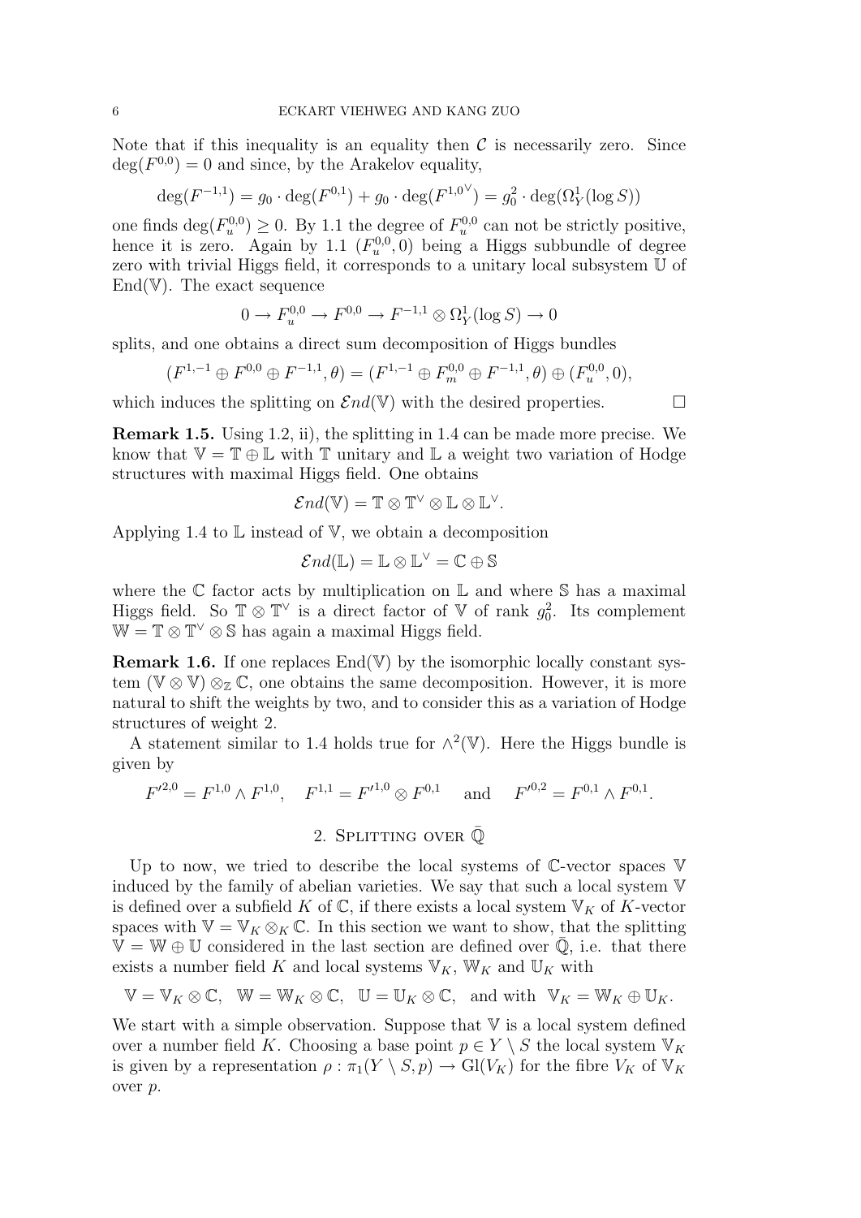Note that if this inequality is an equality then $\mathcal{C}$ is necessarily zero. Since $\deg(F^{0,0}) = 0$ and since, by the Arakelov equality,

$$\deg(F^{-1,1}) = g_0 \cdot \deg(F^{0,1}) + g_0 \cdot \deg(F^{1,0^\vee}) = g_0^2 \cdot \deg(\Omega^1_Y(\log S))$$

one finds $\deg(F^{0,0}_u) \geq 0$. By 1.1 the degree of $F^{0,0}_u$ can not be strictly positive, hence it is zero. Again by 1.1 $(F^{0,0}_u, 0)$ being a Higgs subbundle of degree zero with trivial Higgs field, it corresponds to a unitary local subsystem $\mathbb{U}$ of $\mathrm{End}(\mathbb{V})$. The exact sequence

$$0 \to F^{0,0}_u \to F^{0,0} \to F^{-1,1} \otimes \Omega^1_Y(\log S) \to 0$$

splits, and one obtains a direct sum decomposition of Higgs bundles

$$(F^{1,-1} \oplus F^{0,0} \oplus F^{-1,1}, \theta) = (F^{1,-1} \oplus F^{0,0}_m \oplus F^{-1,1}, \theta) \oplus (F^{0,0}_u, 0),$$

which induces the splitting on $\mathcal{E}nd(\mathbb{V})$ with the desired properties. $\square$

**Remark 1.5.** Using 1.2, ii), the splitting in 1.4 can be made more precise. We know that $\mathbb{V} = \mathbb{T} \oplus \mathbb{L}$ with $\mathbb{T}$ unitary and $\mathbb{L}$ a weight two variation of Hodge structures with maximal Higgs field. One obtains

$$\mathcal{E}nd(\mathbb{V}) = \mathbb{T} \otimes \mathbb{T}^\vee \otimes \mathbb{L} \otimes \mathbb{L}^\vee.$$

Applying 1.4 to $\mathbb{L}$ instead of $\mathbb{V}$, we obtain a decomposition

$$\mathcal{E}nd(\mathbb{L}) = \mathbb{L} \otimes \mathbb{L}^\vee = \mathbb{C} \oplus \mathbb{S}$$

where the $\mathbb{C}$ factor acts by multiplication on $\mathbb{L}$ and where $\mathbb{S}$ has a maximal Higgs field. So $\mathbb{T} \otimes \mathbb{T}^\vee$ is a direct factor of $\mathbb{V}$ of rank $g_0^2$. Its complement $\mathbb{W} = \mathbb{T} \otimes \mathbb{T}^\vee \otimes \mathbb{S}$ has again a maximal Higgs field.

**Remark 1.6.** If one replaces $\mathrm{End}(\mathbb{V})$ by the isomorphic locally constant system $(\mathbb{V} \otimes \mathbb{V}) \otimes_{\mathbb{Z}} \mathbb{C}$, one obtains the same decomposition. However, it is more natural to shift the weights by two, and to consider this as a variation of Hodge structures of weight 2.

A statement similar to 1.4 holds true for $\wedge^2(\mathbb{V})$. Here the Higgs bundle is given by

$$F'^{2,0} = F^{1,0} \wedge F^{1,0}, \quad F^{1,1} = F'^{1,0} \otimes F^{0,1} \quad \text{and} \quad F'^{0,2} = F^{0,1} \wedge F^{0,1}.$$

## 2. Splitting over $\bar{\mathbb{Q}}$

Up to now, we tried to describe the local systems of $\mathbb{C}$-vector spaces $\mathbb{V}$ induced by the family of abelian varieties. We say that such a local system $\mathbb{V}$ is defined over a subfield $K$ of $\mathbb{C}$, if there exists a local system $\mathbb{V}_K$ of $K$-vector spaces with $\mathbb{V} = \mathbb{V}_K \otimes_K \mathbb{C}$. In this section we want to show, that the splitting $\mathbb{V} = \mathbb{W} \oplus \mathbb{U}$ considered in the last section are defined over $\bar{\mathbb{Q}}$, i.e. that there exists a number field $K$ and local systems $\mathbb{V}_K$, $\mathbb{W}_K$ and $\mathbb{U}_K$ with

$$\mathbb{V} = \mathbb{V}_K \otimes \mathbb{C}, \quad \mathbb{W} = \mathbb{W}_K \otimes \mathbb{C}, \quad \mathbb{U} = \mathbb{U}_K \otimes \mathbb{C}, \quad \text{and with} \quad \mathbb{V}_K = \mathbb{W}_K \oplus \mathbb{U}_K.$$

We start with a simple observation. Suppose that $\mathbb{V}$ is a local system defined over a number field $K$. Choosing a base point $p \in Y \setminus S$ the local system $\mathbb{V}_K$ is given by a representation $\rho : \pi_1(Y \setminus S, p) \to \mathrm{Gl}(V_K)$ for the fibre $V_K$ of $\mathbb{V}_K$ over $p$.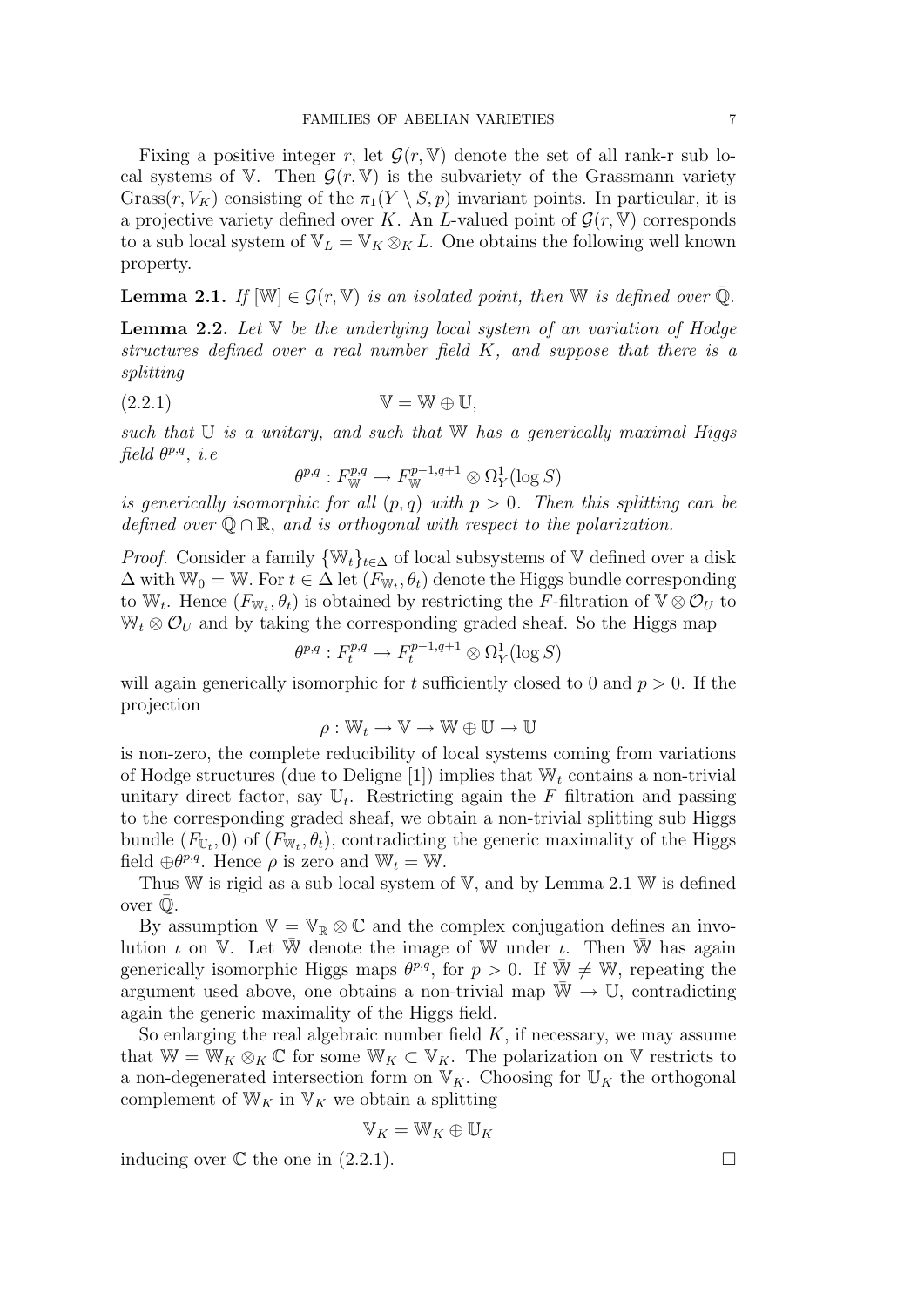Fixing a positive integer $r$, let $\mathcal{G}(r, \mathbb{V})$ denote the set of all rank-r sub local systems of $\mathbb{V}$. Then $\mathcal{G}(r, \mathbb{V})$ is the subvariety of the Grassmann variety $\mathrm{Grass}(r, V_K)$ consisting of the $\pi_1(Y \setminus S, p)$ invariant points. In particular, it is a projective variety defined over $K$. An $L$-valued point of $\mathcal{G}(r, \mathbb{V})$ corresponds to a sub local system of $\mathbb{V}_L = \mathbb{V}_K \otimes_K L$. One obtains the following well known property.

**Lemma 2.1.** *If $[\mathbb{W}] \in \mathcal{G}(r, \mathbb{V})$ is an isolated point, then $\mathbb{W}$ is defined over $\bar{\mathbb{Q}}$.*

**Lemma 2.2.** *Let $\mathbb{V}$ be the underlying local system of an variation of Hodge structures defined over a real number field $K$, and suppose that there is a splitting*

$$\mathbb{V} = \mathbb{W} \oplus \mathbb{U}, \tag{2.2.1}$$

*such that $\mathbb{U}$ is a unitary, and such that $\mathbb{W}$ has a generically maximal Higgs field $\theta^{p,q}$, i.e*

$$\theta^{p,q} : F^{p,q}_{\mathbb{W}} \to F^{p-1,q+1}_{\mathbb{W}} \otimes \Omega^1_Y(\log S)$$

*is generically isomorphic for all $(p, q)$ with $p > 0$. Then this splitting can be defined over $\bar{\mathbb{Q}} \cap \mathbb{R}$, and is orthogonal with respect to the polarization.*

*Proof.* Consider a family $\{\mathbb{W}_t\}_{t \in \Delta}$ of local subsystems of $\mathbb{V}$ defined over a disk $\Delta$ with $\mathbb{W}_0 = \mathbb{W}$. For $t \in \Delta$ let $(F_{\mathbb{W}_t}, \theta_t)$ denote the Higgs bundle corresponding to $\mathbb{W}_t$. Hence $(F_{\mathbb{W}_t}, \theta_t)$ is obtained by restricting the $F$-filtration of $\mathbb{V} \otimes \mathcal{O}_U$ to $\mathbb{W}_t \otimes \mathcal{O}_U$ and by taking the corresponding graded sheaf. So the Higgs map

$$\theta^{p,q} : F^{p,q}_t \to F^{p-1,q+1}_t \otimes \Omega^1_Y(\log S)$$

will again generically isomorphic for $t$ sufficiently closed to 0 and $p > 0$. If the projection

$$\rho : \mathbb{W}_t \to \mathbb{V} \to \mathbb{W} \oplus \mathbb{U} \to \mathbb{U}$$

is non-zero, the complete reducibility of local systems coming from variations of Hodge structures (due to Deligne [1]) implies that $\mathbb{W}_t$ contains a non-trivial unitary direct factor, say $\mathbb{U}_t$. Restricting again the $F$ filtration and passing to the corresponding graded sheaf, we obtain a non-trivial splitting sub Higgs bundle $(F_{\mathbb{U}_t}, 0)$ of $(F_{\mathbb{W}_t}, \theta_t)$, contradicting the generic maximality of the Higgs field $\oplus\theta^{p,q}$. Hence $\rho$ is zero and $\mathbb{W}_t = \mathbb{W}$.

Thus $\mathbb{W}$ is rigid as a sub local system of $\mathbb{V}$, and by Lemma 2.1 $\mathbb{W}$ is defined over $\bar{\mathbb{Q}}$.

By assumption $\mathbb{V} = \mathbb{V}_{\mathbb{R}} \otimes \mathbb{C}$ and the complex conjugation defines an involution $\iota$ on $\mathbb{V}$. Let $\bar{\mathbb{W}}$ denote the image of $\mathbb{W}$ under $\iota$. Then $\bar{\mathbb{W}}$ has again generically isomorphic Higgs maps $\theta^{p,q}$, for $p > 0$. If $\bar{\mathbb{W}} \neq \mathbb{W}$, repeating the argument used above, one obtains a non-trivial map $\bar{\mathbb{W}} \to \mathbb{U}$, contradicting again the generic maximality of the Higgs field.

So enlarging the real algebraic number field $K$, if necessary, we may assume that $\mathbb{W} = \mathbb{W}_K \otimes_K \mathbb{C}$ for some $\mathbb{W}_K \subset \mathbb{V}_K$. The polarization on $\mathbb{V}$ restricts to a non-degenerated intersection form on $\mathbb{V}_K$. Choosing for $\mathbb{U}_K$ the orthogonal complement of $\mathbb{W}_K$ in $\mathbb{V}_K$ we obtain a splitting

$$\mathbb{V}_K = \mathbb{W}_K \oplus \mathbb{U}_K$$

inducing over $\mathbb{C}$ the one in (2.2.1). $\square$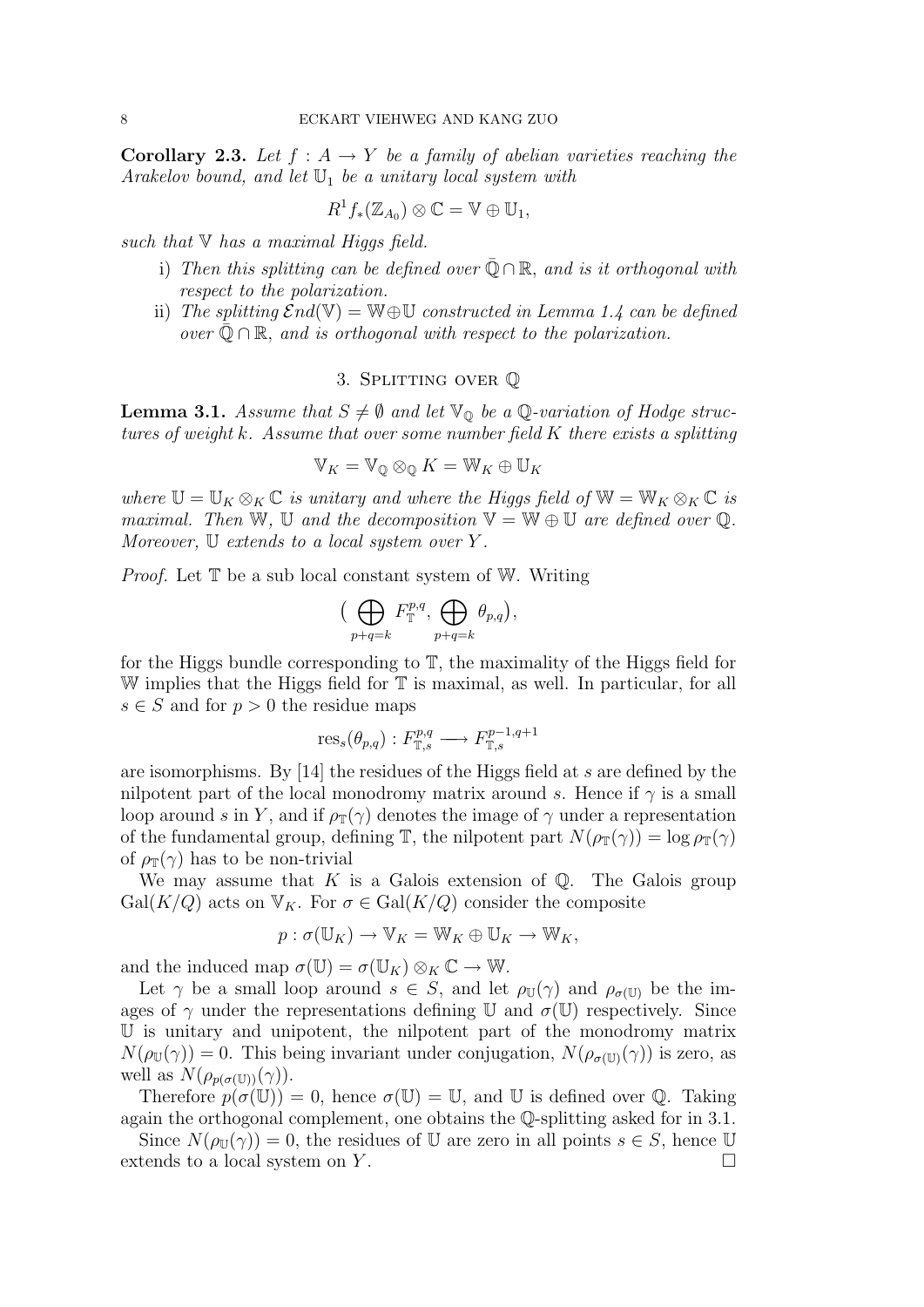**Corollary 2.3.** *Let $f : A \to Y$ be a family of abelian varieties reaching the Arakelov bound, and let $\mathbb{U}_1$ be a unitary local system with*

$$R^1 f_*(\mathbb{Z}_{A_0}) \otimes \mathbb{C} = \mathbb{V} \oplus \mathbb{U}_1,$$

*such that $\mathbb{V}$ has a maximal Higgs field.*

- i) *Then this splitting can be defined over $\bar{\mathbb{Q}} \cap \mathbb{R}$, and is it orthogonal with respect to the polarization.*
- ii) *The splitting $\mathcal{E}nd(\mathbb{V}) = \mathbb{W} \oplus \mathbb{U}$ constructed in Lemma 1.4 can be defined over $\bar{\mathbb{Q}} \cap \mathbb{R}$, and is orthogonal with respect to the polarization.*

## 3. Splitting over $\mathbb{Q}$

**Lemma 3.1.** *Assume that $S \neq \emptyset$ and let $\mathbb{V}_{\mathbb{Q}}$ be a $\mathbb{Q}$-variation of Hodge structures of weight $k$. Assume that over some number field $K$ there exists a splitting*

$$\mathbb{V}_K = \mathbb{V}_{\mathbb{Q}} \otimes_{\mathbb{Q}} K = \mathbb{W}_K \oplus \mathbb{U}_K$$

*where $\mathbb{U} = \mathbb{U}_K \otimes_K \mathbb{C}$ is unitary and where the Higgs field of $\mathbb{W} = \mathbb{W}_K \otimes_K \mathbb{C}$ is maximal. Then $\mathbb{W}$, $\mathbb{U}$ and the decomposition $\mathbb{V} = \mathbb{W} \oplus \mathbb{U}$ are defined over $\mathbb{Q}$. Moreover, $\mathbb{U}$ extends to a local system over $Y$.*

*Proof.* Let $\mathbb{T}$ be a sub local constant system of $\mathbb{W}$. Writing

$$\Big( \bigoplus_{p+q=k} F^{p,q}_{\mathbb{T}}, \bigoplus_{p+q=k} \theta_{p,q} \Big),$$

for the Higgs bundle corresponding to $\mathbb{T}$, the maximality of the Higgs field for $\mathbb{W}$ implies that the Higgs field for $\mathbb{T}$ is maximal, as well. In particular, for all $s \in S$ and for $p > 0$ the residue maps

$$\mathrm{res}_s(\theta_{p,q}) : F^{p,q}_{\mathbb{T},s} \longrightarrow F^{p-1,q+1}_{\mathbb{T},s}$$

are isomorphisms. By [14] the residues of the Higgs field at $s$ are defined by the nilpotent part of the local monodromy matrix around $s$. Hence if $\gamma$ is a small loop around $s$ in $Y$, and if $\rho_{\mathbb{T}}(\gamma)$ denotes the image of $\gamma$ under a representation of the fundamental group, defining $\mathbb{T}$, the nilpotent part $N(\rho_{\mathbb{T}}(\gamma)) = \log \rho_{\mathbb{T}}(\gamma)$ of $\rho_{\mathbb{T}}(\gamma)$ has to be non-trivial

We may assume that $K$ is a Galois extension of $\mathbb{Q}$. The Galois group $\mathrm{Gal}(K/Q)$ acts on $\mathbb{V}_K$. For $\sigma \in \mathrm{Gal}(K/Q)$ consider the composite

$$p : \sigma(\mathbb{U}_K) \to \mathbb{V}_K = \mathbb{W}_K \oplus \mathbb{U}_K \to \mathbb{W}_K,$$

and the induced map $\sigma(\mathbb{U}) = \sigma(\mathbb{U}_K) \otimes_K \mathbb{C} \to \mathbb{W}$.

Let $\gamma$ be a small loop around $s \in S$, and let $\rho_{\mathbb{U}}(\gamma)$ and $\rho_{\sigma(\mathbb{U})}$ be the images of $\gamma$ under the representations defining $\mathbb{U}$ and $\sigma(\mathbb{U})$ respectively. Since $\mathbb{U}$ is unitary and unipotent, the nilpotent part of the monodromy matrix $N(\rho_{\mathbb{U}}(\gamma)) = 0$. This being invariant under conjugation, $N(\rho_{\sigma(\mathbb{U})}(\gamma))$ is zero, as well as $N(\rho_{p(\sigma(\mathbb{U}))}(\gamma))$.

Therefore $p(\sigma(\mathbb{U})) = 0$, hence $\sigma(\mathbb{U}) = \mathbb{U}$, and $\mathbb{U}$ is defined over $\mathbb{Q}$. Taking again the orthogonal complement, one obtains the $\mathbb{Q}$-splitting asked for in 3.1.

Since $N(\rho_{\mathbb{U}}(\gamma)) = 0$, the residues of $\mathbb{U}$ are zero in all points $s \in S$, hence $\mathbb{U}$ extends to a local system on $Y$. $\square$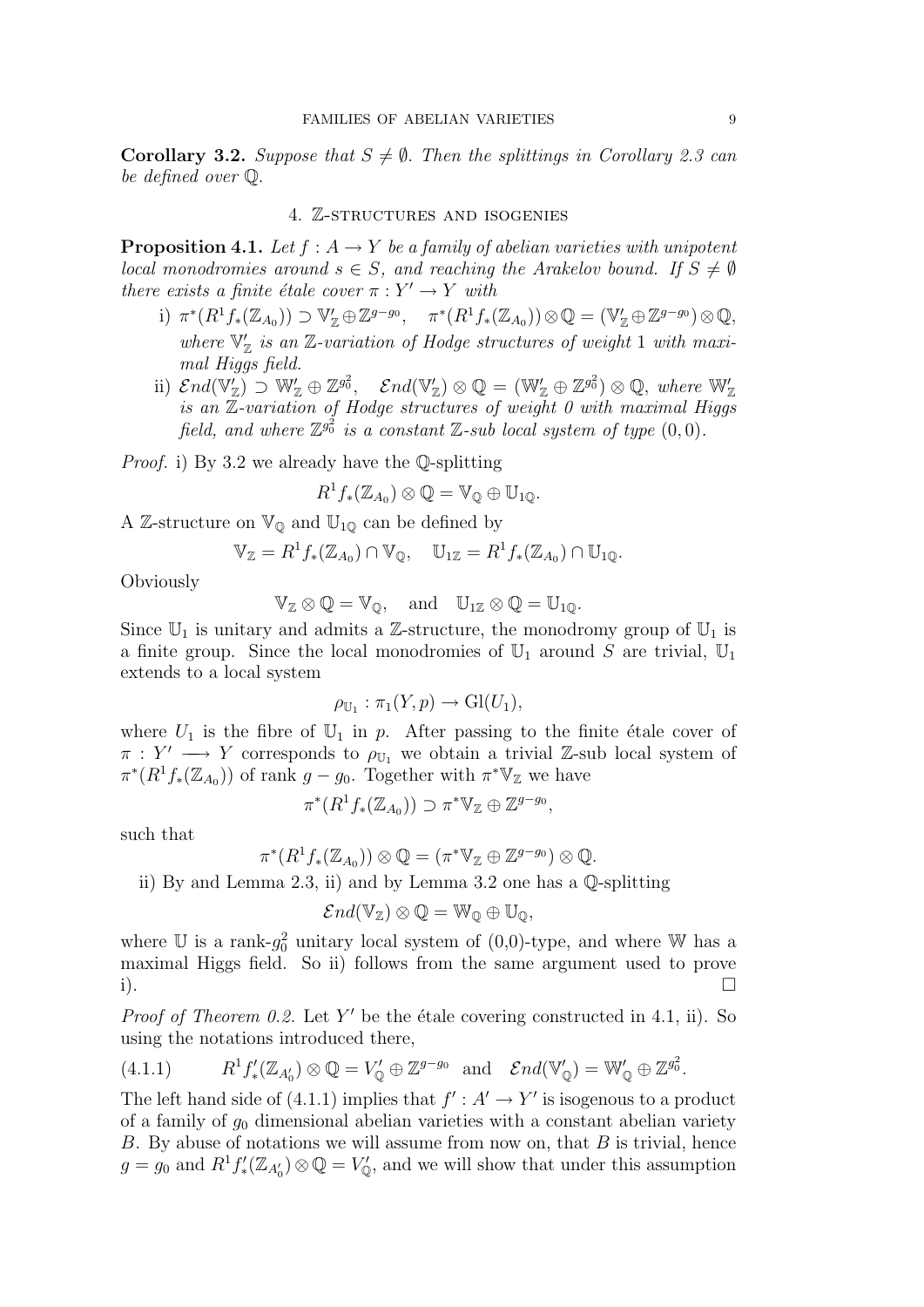**Corollary 3.2.** *Suppose that $S \neq \emptyset$. Then the splittings in Corollary 2.3 can be defined over $\mathbb{Q}$.*

## 4. $\mathbb{Z}$-structures and isogenies

**Proposition 4.1.** *Let $f : A \to Y$ be a family of abelian varieties with unipotent local monodromies around $s \in S$, and reaching the Arakelov bound. If $S \neq \emptyset$ there exists a finite étale cover $\pi : Y' \to Y$ with*

i) $\pi^*(R^1 f_*(\mathbb{Z}_{A_0})) \supset \mathbb{V}'_{\mathbb{Z}} \oplus \mathbb{Z}^{g-g_0}$, $\quad \pi^*(R^1 f_*(\mathbb{Z}_{A_0})) \otimes \mathbb{Q} = (\mathbb{V}'_{\mathbb{Z}} \oplus \mathbb{Z}^{g-g_0}) \otimes \mathbb{Q}$, *where $\mathbb{V}'_{\mathbb{Z}}$ is an $\mathbb{Z}$-variation of Hodge structures of weight 1 with maximal Higgs field.*

ii) $\mathcal{E}nd(\mathbb{V}'_{\mathbb{Z}}) \supset \mathbb{W}'_{\mathbb{Z}} \oplus \mathbb{Z}^{g_0^2}$, $\quad \mathcal{E}nd(\mathbb{V}'_{\mathbb{Z}}) \otimes \mathbb{Q} = (\mathbb{W}'_{\mathbb{Z}} \oplus \mathbb{Z}^{g_0^2}) \otimes \mathbb{Q}$, *where $\mathbb{W}'_{\mathbb{Z}}$ is an $\mathbb{Z}$-variation of Hodge structures of weight 0 with maximal Higgs field, and where $\mathbb{Z}^{g_0^2}$ is a constant $\mathbb{Z}$-sub local system of type $(0,0)$.*

*Proof.* i) By 3.2 we already have the $\mathbb{Q}$-splitting

$$R^1 f_*(\mathbb{Z}_{A_0}) \otimes \mathbb{Q} = \mathbb{V}_{\mathbb{Q}} \oplus \mathbb{U}_{1\mathbb{Q}}.$$

A $\mathbb{Z}$-structure on $\mathbb{V}_{\mathbb{Q}}$ and $\mathbb{U}_{1\mathbb{Q}}$ can be defined by

$$\mathbb{V}_{\mathbb{Z}} = R^1 f_*(\mathbb{Z}_{A_0}) \cap \mathbb{V}_{\mathbb{Q}}, \quad \mathbb{U}_{1\mathbb{Z}} = R^1 f_*(\mathbb{Z}_{A_0}) \cap \mathbb{U}_{1\mathbb{Q}}.$$

Obviously

$$\mathbb{V}_{\mathbb{Z}} \otimes \mathbb{Q} = \mathbb{V}_{\mathbb{Q}}, \quad \text{and} \quad \mathbb{U}_{1\mathbb{Z}} \otimes \mathbb{Q} = \mathbb{U}_{1\mathbb{Q}}.$$

Since $\mathbb{U}_1$ is unitary and admits a $\mathbb{Z}$-structure, the monodromy group of $\mathbb{U}_1$ is a finite group. Since the local monodromies of $\mathbb{U}_1$ around $S$ are trivial, $\mathbb{U}_1$ extends to a local system

$$\rho_{\mathbb{U}_1} : \pi_1(Y, p) \to \mathrm{Gl}(U_1),$$

where $U_1$ is the fibre of $\mathbb{U}_1$ in $p$. After passing to the finite étale cover of $\pi : Y' \longrightarrow Y$ corresponds to $\rho_{\mathbb{U}_1}$ we obtain a trivial $\mathbb{Z}$-sub local system of $\pi^*(R^1 f_*(\mathbb{Z}_{A_0}))$ of rank $g - g_0$. Together with $\pi^*\mathbb{V}_{\mathbb{Z}}$ we have

$$\pi^*(R^1 f_*(\mathbb{Z}_{A_0})) \supset \pi^*\mathbb{V}_{\mathbb{Z}} \oplus \mathbb{Z}^{g-g_0},$$

such that

$$\pi^*(R^1 f_*(\mathbb{Z}_{A_0})) \otimes \mathbb{Q} = (\pi^*\mathbb{V}_{\mathbb{Z}} \oplus \mathbb{Z}^{g-g_0}) \otimes \mathbb{Q}.$$

ii) By and Lemma 2.3, ii) and by Lemma 3.2 one has a $\mathbb{Q}$-splitting

$$\mathcal{E}nd(\mathbb{V}_{\mathbb{Z}}) \otimes \mathbb{Q} = \mathbb{W}_{\mathbb{Q}} \oplus \mathbb{U}_{\mathbb{Q}},$$

where $\mathbb{U}$ is a rank-$g_0^2$ unitary local system of (0,0)-type, and where $\mathbb{W}$ has a maximal Higgs field. So ii) follows from the same argument used to prove i). $\square$

*Proof of Theorem 0.2.* Let $Y'$ be the étale covering constructed in 4.1, ii). So using the notations introduced there,

$$R^1 f'_*(\mathbb{Z}_{A'_0}) \otimes \mathbb{Q} = V'_{\mathbb{Q}} \oplus \mathbb{Z}^{g-g_0} \quad \text{and} \quad \mathcal{E}nd(\mathbb{V}'_{\mathbb{Q}}) = \mathbb{W}'_{\mathbb{Q}} \oplus \mathbb{Z}^{g_0^2}. \tag{4.1.1}$$

The left hand side of (4.1.1) implies that $f' : A' \to Y'$ is isogenous to a product of a family of $g_0$ dimensional abelian varieties with a constant abelian variety $B$. By abuse of notations we will assume from now on, that $B$ is trivial, hence $g = g_0$ and $R^1 f'_*(\mathbb{Z}_{A'_0}) \otimes \mathbb{Q} = V'_{\mathbb{Q}}$, and we will show that under this assumption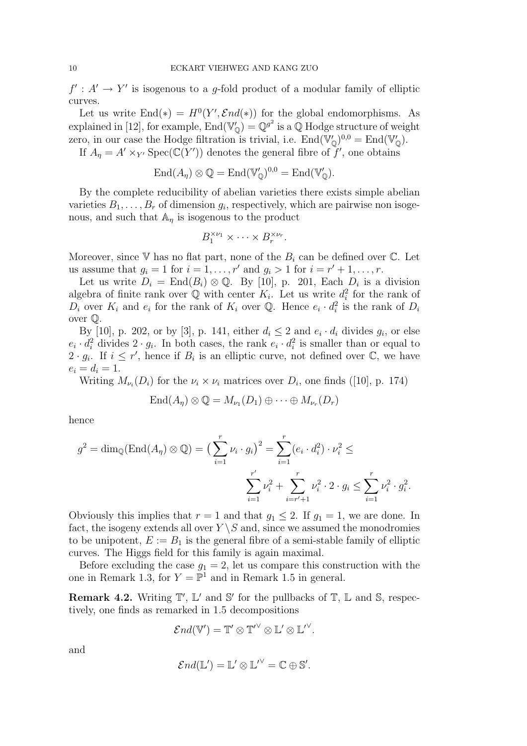$f' : A' \to Y'$ is isogenous to a $g$-fold product of a modular family of elliptic curves.

Let us write $\mathrm{End}(*) = H^0(Y', \mathcal{E}nd(*))$ for the global endomorphisms. As explained in [12], for example, $\mathrm{End}(\mathbb{V}'_{\mathbb{Q}}) = \mathbb{Q}^{g^2}$ is a $\mathbb{Q}$ Hodge structure of weight zero, in our case the Hodge filtration is trivial, i.e. $\mathrm{End}(\mathbb{V}'_{\mathbb{Q}})^{0,0} = \mathrm{End}(\mathbb{V}'_{\mathbb{Q}})$.

If $A_\eta = A' \times_{Y'} \mathrm{Spec}(\mathbb{C}(Y'))$ denotes the general fibre of $f'$, one obtains

$$\mathrm{End}(A_\eta) \otimes \mathbb{Q} = \mathrm{End}(\mathbb{V}'_{\mathbb{Q}})^{0,0} = \mathrm{End}(\mathbb{V}'_{\mathbb{Q}}).$$

By the complete reducibility of abelian varieties there exists simple abelian varieties $B_1, \ldots, B_r$ of dimension $g_i$, respectively, which are pairwise non isogenous, and such that $\mathbb{A}_\eta$ is isogenous to the product

$$B_1^{\times \nu_1} \times \cdots \times B_r^{\times \nu_r}.$$

Moreover, since $\mathbb{V}$ has no flat part, none of the $B_i$ can be defined over $\mathbb{C}$. Let us assume that $g_i = 1$ for $i = 1, \ldots, r'$ and $g_i > 1$ for $i = r' + 1, \ldots, r$.

Let us write $D_i = \mathrm{End}(B_i) \otimes \mathbb{Q}$. By [10], p. 201, Each $D_i$ is a division algebra of finite rank over $\mathbb{Q}$ with center $K_i$. Let us write $d_i^2$ for the rank of $D_i$ over $K_i$ and $e_i$ for the rank of $K_i$ over $\mathbb{Q}$. Hence $e_i \cdot d_i^2$ is the rank of $D_i$ over $\mathbb{Q}$.

By [10], p. 202, or by [3], p. 141, either $d_i \leq 2$ and $e_i \cdot d_i$ divides $g_i$, or else $e_i \cdot d_i^2$ divides $2 \cdot g_i$. In both cases, the rank $e_i \cdot d_i^2$ is smaller than or equal to $2 \cdot g_i$. If $i \leq r'$, hence if $B_i$ is an elliptic curve, not defined over $\mathbb{C}$, we have $e_i = d_i = 1$.

Writing $M_{\nu_i}(D_i)$ for the $\nu_i \times \nu_i$ matrices over $D_i$, one finds ([10], p. 174)

$$\mathrm{End}(A_\eta) \otimes \mathbb{Q} = M_{\nu_1}(D_1) \oplus \cdots \oplus M_{\nu_r}(D_r)$$

hence

$$g^2 = \dim_{\mathbb{Q}}(\mathrm{End}(A_\eta) \otimes \mathbb{Q}) = \big(\sum_{i=1}^{r} \nu_i \cdot g_i\big)^2 = \sum_{i=1}^{r} (e_i \cdot d_i^2) \cdot \nu_i^2 \leq$$
$$\sum_{i=1}^{r'} \nu_i^2 + \sum_{i=r'+1}^{r} \nu_i^2 \cdot 2 \cdot g_i \leq \sum_{i=1}^{r} \nu_i^2 \cdot g_i^2.$$

Obviously this implies that $r = 1$ and that $g_1 \leq 2$. If $g_1 = 1$, we are done. In fact, the isogeny extends all over $Y \setminus S$ and, since we assumed the monodromies to be unipotent, $E := B_1$ is the general fibre of a semi-stable family of elliptic curves. The Higgs field for this family is again maximal.

Before excluding the case $g_1 = 2$, let us compare this construction with the one in Remark 1.3, for $Y = \mathbb{P}^1$ and in Remark 1.5 in general.

**Remark 4.2.** Writing $\mathbb{T}'$, $\mathbb{L}'$ and $\mathbb{S}'$ for the pullbacks of $\mathbb{T}$, $\mathbb{L}$ and $\mathbb{S}$, respectively, one finds as remarked in 1.5 decompositions

$$\mathcal{E}nd(\mathbb{V}') = \mathbb{T}' \otimes \mathbb{T}'^{\vee} \otimes \mathbb{L}' \otimes \mathbb{L}'^{\vee}.$$

and

$$\mathcal{E}nd(\mathbb{L}') = \mathbb{L}' \otimes \mathbb{L}'^{\vee} = \mathbb{C} \oplus \mathbb{S}'.$$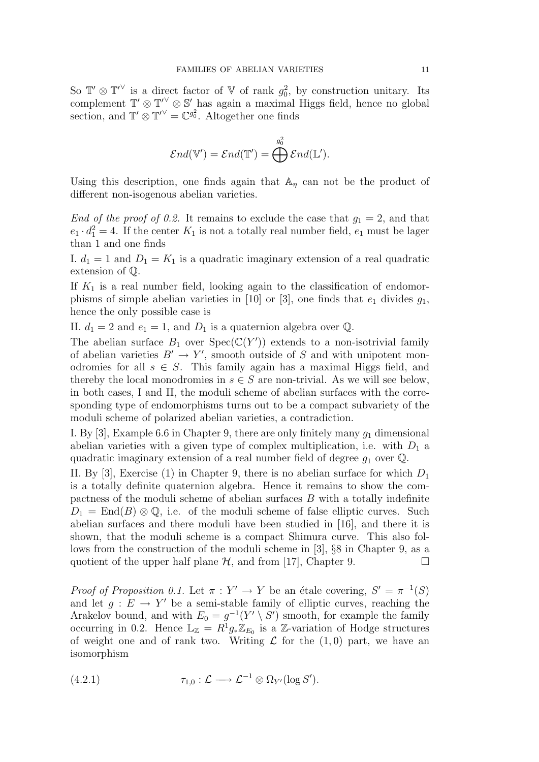So $\mathbb{T}' \otimes \mathbb{T}'^{\vee}$ is a direct factor of $\mathbb{V}$ of rank $g_0^2$, by construction unitary. Its complement $\mathbb{T}' \otimes \mathbb{T}'^{\vee} \otimes \mathbb{S}'$ has again a maximal Higgs field, hence no global section, and $\mathbb{T}' \otimes \mathbb{T}'^{\vee} = \mathbb{C}^{g_0^2}$. Altogether one finds

$$\mathcal{E}nd(\mathbb{V}') = \mathcal{E}nd(\mathbb{T}') = \bigoplus^{g_0^2} \mathcal{E}nd(\mathbb{L}').$$

Using this description, one finds again that $\mathbb{A}_\eta$ can not be the product of different non-isogenous abelian varieties.

*End of the proof of 0.2.* It remains to exclude the case that $g_1 = 2$, and that $e_1 \cdot d_1^2 = 4$. If the center $K_1$ is not a totally real number field, $e_1$ must be lager than 1 and one finds

I. $d_1 = 1$ and $D_1 = K_1$ is a quadratic imaginary extension of a real quadratic extension of $\mathbb{Q}$.

If $K_1$ is a real number field, looking again to the classification of endomorphisms of simple abelian varieties in [10] or [3], one finds that $e_1$ divides $g_1$, hence the only possible case is

II. $d_1 = 2$ and $e_1 = 1$, and $D_1$ is a quaternion algebra over $\mathbb{Q}$.

The abelian surface $B_1$ over $\mathrm{Spec}(\mathbb{C}(Y'))$ extends to a non-isotrivial family of abelian varieties $B' \to Y'$, smooth outside of $S$ and with unipotent monodromies for all $s \in S$. This family again has a maximal Higgs field, and thereby the local monodromies in $s \in S$ are non-trivial. As we will see below, in both cases, I and II, the moduli scheme of abelian surfaces with the corresponding type of endomorphisms turns out to be a compact subvariety of the moduli scheme of polarized abelian varieties, a contradiction.

I. By [3], Example 6.6 in Chapter 9, there are only finitely many $g_1$ dimensional abelian varieties with a given type of complex multiplication, i.e. with $D_1$ a quadratic imaginary extension of a real number field of degree $g_1$ over $\mathbb{Q}$.

II. By [3], Exercise (1) in Chapter 9, there is no abelian surface for which $D_1$ is a totally definite quaternion algebra. Hence it remains to show the compactness of the moduli scheme of abelian surfaces $B$ with a totally indefinite $D_1 = \mathrm{End}(B) \otimes \mathbb{Q}$, i.e. of the moduli scheme of false elliptic curves. Such abelian surfaces and there moduli have been studied in [16], and there it is shown, that the moduli scheme is a compact Shimura curve. This also follows from the construction of the moduli scheme in [3], §8 in Chapter 9, as a quotient of the upper half plane $\mathcal{H}$, and from [17], Chapter 9. □

*Proof of Proposition 0.1.* Let $\pi : Y' \to Y$ be an étale covering, $S' = \pi^{-1}(S)$ and let $g : E \to Y'$ be a semi-stable family of elliptic curves, reaching the Arakelov bound, and with $E_0 = g^{-1}(Y' \setminus S')$ smooth, for example the family occurring in 0.2. Hence $\mathbb{L}_{\mathbb{Z}} = R^1 g_* \mathbb{Z}_{E_0}$ is a $\mathbb{Z}$-variation of Hodge structures of weight one and of rank two. Writing $\mathcal{L}$ for the $(1,0)$ part, we have an isomorphism

$$\tau_{1,0} : \mathcal{L} \longrightarrow \mathcal{L}^{-1} \otimes \Omega_{Y'}(\log S'). \tag{4.2.1}$$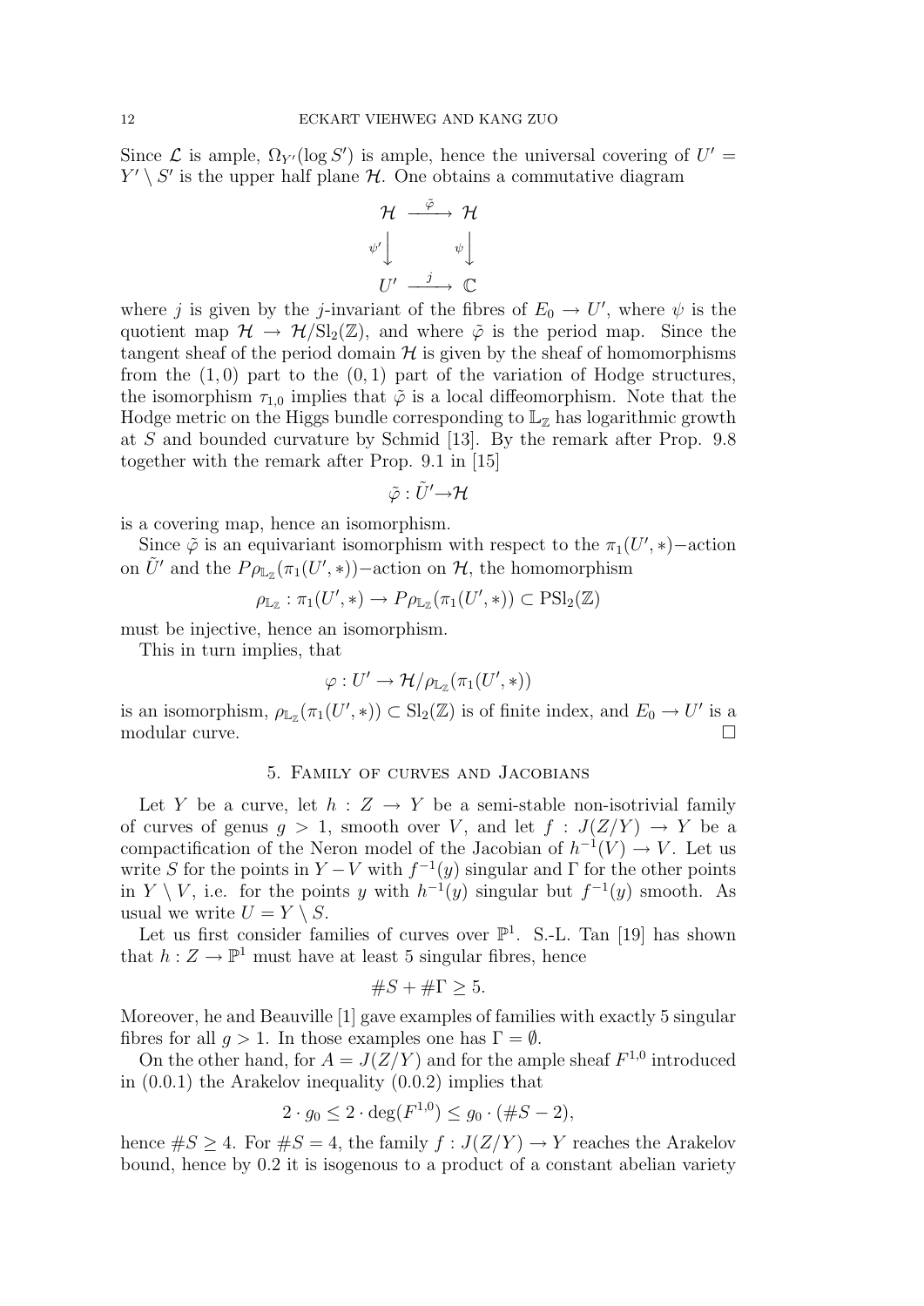Since $\mathcal{L}$ is ample, $\Omega_{Y'}(\log S')$ is ample, hence the universal covering of $U' = Y' \setminus S'$ is the upper half plane $\mathcal{H}$. One obtains a commutative diagram

$$\begin{array}{ccc} \mathcal{H} & \xrightarrow{\tilde{\varphi}} & \mathcal{H} \\ {\scriptstyle \psi'}\big\downarrow & & {\scriptstyle \psi}\big\downarrow \\ U' & \xrightarrow{j} & \mathbb{C} \end{array}$$

where $j$ is given by the $j$-invariant of the fibres of $E_0 \to U'$, where $\psi$ is the quotient map $\mathcal{H} \to \mathcal{H}/\mathrm{Sl}_2(\mathbb{Z})$, and where $\tilde{\varphi}$ is the period map. Since the tangent sheaf of the period domain $\mathcal{H}$ is given by the sheaf of homomorphisms from the $(1,0)$ part to the $(0,1)$ part of the variation of Hodge structures, the isomorphism $\tau_{1,0}$ implies that $\tilde{\varphi}$ is a local diffeomorphism. Note that the Hodge metric on the Higgs bundle corresponding to $\mathbb{L}_{\mathbb{Z}}$ has logarithmic growth at $S$ and bounded curvature by Schmid [13]. By the remark after Prop. 9.8 together with the remark after Prop. 9.1 in [15]

$$\tilde{\varphi} : \tilde{U}' \to \mathcal{H}$$

is a covering map, hence an isomorphism.

Since $\tilde{\varphi}$ is an equivariant isomorphism with respect to the $\pi_1(U', *)-$action on $\tilde{U}'$ and the $P\rho_{\mathbb{L}_{\mathbb{Z}}}(\pi_1(U', *))-$action on $\mathcal{H}$, the homomorphism

$$\rho_{\mathbb{L}_{\mathbb{Z}}} : \pi_1(U', *) \to P\rho_{\mathbb{L}_{\mathbb{Z}}}(\pi_1(U', *)) \subset \mathrm{PSl}_2(\mathbb{Z})$$

must be injective, hence an isomorphism.

This in turn implies, that

$$\varphi : U' \to \mathcal{H}/\rho_{\mathbb{L}_{\mathbb{Z}}}(\pi_1(U', *))$$

is an isomorphism, $\rho_{\mathbb{L}_{\mathbb{Z}}}(\pi_1(U', *)) \subset \mathrm{Sl}_2(\mathbb{Z})$ is of finite index, and $E_0 \to U'$ is a modular curve. □

## 5. Family of curves and Jacobians

Let $Y$ be a curve, let $h : Z \to Y$ be a semi-stable non-isotrivial family of curves of genus $g > 1$, smooth over $V$, and let $f : J(Z/Y) \to Y$ be a compactification of the Neron model of the Jacobian of $h^{-1}(V) \to V$. Let us write $S$ for the points in $Y - V$ with $f^{-1}(y)$ singular and $\Gamma$ for the other points in $Y \setminus V$, i.e. for the points $y$ with $h^{-1}(y)$ singular but $f^{-1}(y)$ smooth. As usual we write $U = Y \setminus S$.

Let us first consider families of curves over $\mathbb{P}^1$. S.-L. Tan [19] has shown that $h : Z \to \mathbb{P}^1$ must have at least 5 singular fibres, hence

$$\#S + \#\Gamma \geq 5.$$

Moreover, he and Beauville [1] gave examples of families with exactly 5 singular fibres for all $g > 1$. In those examples one has $\Gamma = \emptyset$.

On the other hand, for $A = J(Z/Y)$ and for the ample sheaf $F^{1,0}$ introduced in (0.0.1) the Arakelov inequality (0.0.2) implies that

$$2 \cdot g_0 \leq 2 \cdot \deg(F^{1,0}) \leq g_0 \cdot (\#S - 2),$$

hence $\#S \geq 4$. For $\#S = 4$, the family $f : J(Z/Y) \to Y$ reaches the Arakelov bound, hence by 0.2 it is isogenous to a product of a constant abelian variety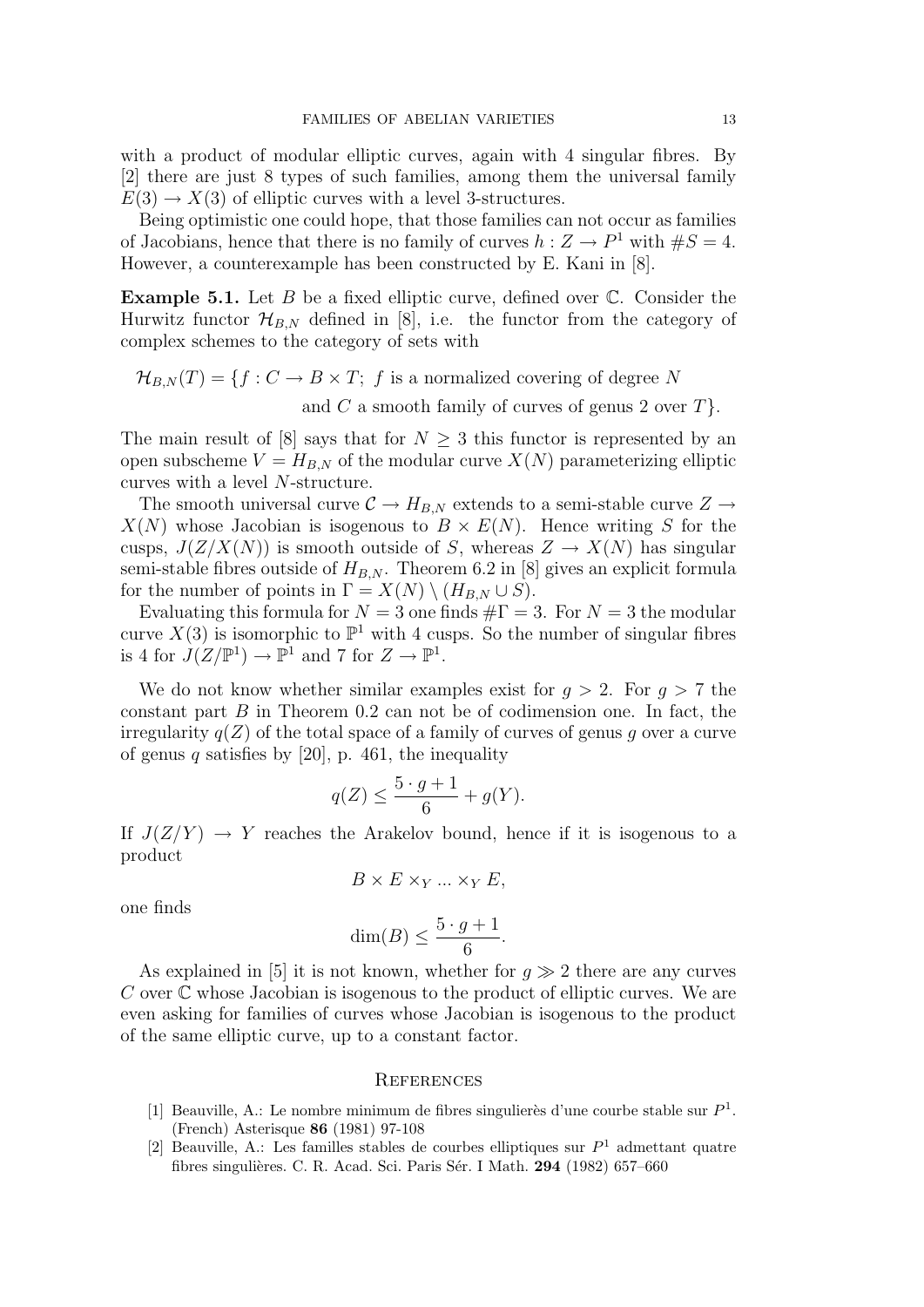with a product of modular elliptic curves, again with 4 singular fibres. By [2] there are just 8 types of such families, among them the universal family $E(3) \to X(3)$ of elliptic curves with a level 3-structures.

Being optimistic one could hope, that those families can not occur as families of Jacobians, hence that there is no family of curves $h : Z \to P^1$ with $\#S = 4$. However, a counterexample has been constructed by E. Kani in [8].

**Example 5.1.** Let $B$ be a fixed elliptic curve, defined over $\mathbb{C}$. Consider the Hurwitz functor $\mathcal{H}_{B,N}$ defined in [8], i.e. the functor from the category of complex schemes to the category of sets with

$$\mathcal{H}_{B,N}(T) = \{f : C \to B \times T;\ f \text{ is a normalized covering of degree } N \\ \text{and } C \text{ a smooth family of curves of genus 2 over } T\}.$$

The main result of [8] says that for $N \geq 3$ this functor is represented by an open subscheme $V = H_{B,N}$ of the modular curve $X(N)$ parameterizing elliptic curves with a level $N$-structure.

The smooth universal curve $\mathcal{C} \to H_{B,N}$ extends to a semi-stable curve $Z \to X(N)$ whose Jacobian is isogenous to $B \times E(N)$. Hence writing $S$ for the cusps, $J(Z/X(N))$ is smooth outside of $S$, whereas $Z \to X(N)$ has singular semi-stable fibres outside of $H_{B,N}$. Theorem 6.2 in [8] gives an explicit formula for the number of points in $\Gamma = X(N) \setminus (H_{B,N} \cup S)$.

Evaluating this formula for $N = 3$ one finds $\#\Gamma = 3$. For $N = 3$ the modular curve $X(3)$ is isomorphic to $\mathbb{P}^1$ with 4 cusps. So the number of singular fibres is 4 for $J(Z/\mathbb{P}^1) \to \mathbb{P}^1$ and 7 for $Z \to \mathbb{P}^1$.

We do not know whether similar examples exist for $g > 2$. For $g > 7$ the constant part $B$ in Theorem 0.2 can not be of codimension one. In fact, the irregularity $q(Z)$ of the total space of a family of curves of genus $g$ over a curve of genus $q$ satisfies by [20], p. 461, the inequality

$$q(Z) \leq \frac{5 \cdot g + 1}{6} + g(Y).$$

If $J(Z/Y) \to Y$ reaches the Arakelov bound, hence if it is isogenous to a product

$$B \times E \times_Y \ldots \times_Y E,$$

one finds

$$\dim(B) \leq \frac{5 \cdot g + 1}{6}.$$

As explained in [5] it is not known, whether for $g \gg 2$ there are any curves $C$ over $\mathbb{C}$ whose Jacobian is isogenous to the product of elliptic curves. We are even asking for families of curves whose Jacobian is isogenous to the product of the same elliptic curve, up to a constant factor.

## References

[1] Beauville, A.: Le nombre minimum de fibres singulierès d'une courbe stable sur $P^1$. (French) Asterisque **86** (1981) 97-108

[2] Beauville, A.: Les familles stables de courbes elliptiques sur $P^1$ admettant quatre fibres singulières. C. R. Acad. Sci. Paris Sér. I Math. **294** (1982) 657–660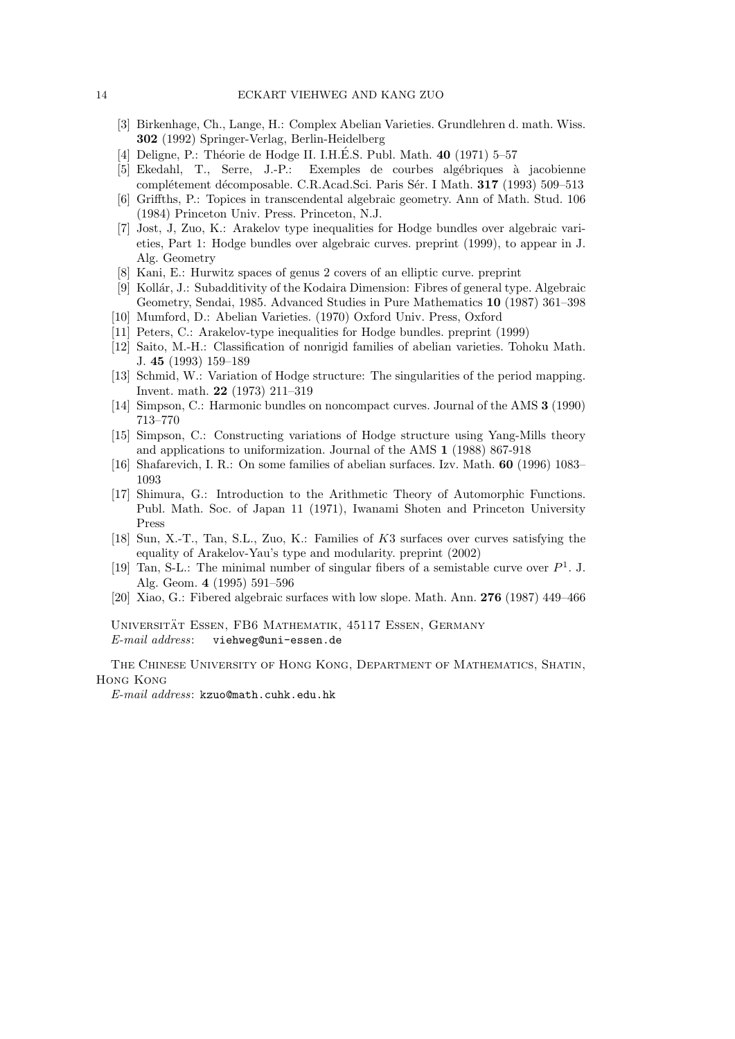[3] Birkenhage, Ch., Lange, H.: Complex Abelian Varieties. Grundlehren d. math. Wiss. **302** (1992) Springer-Verlag, Berlin-Heidelberg

[4] Deligne, P.: Théorie de Hodge II. I.H.É.S. Publ. Math. **40** (1971) 5–57

[5] Ekedahl, T., Serre, J.-P.: Exemples de courbes algébriques à jacobienne complétement décomposable. C.R.Acad.Sci. Paris Sér. I Math. **317** (1993) 509–513

[6] Griffths, P.: Topices in transcendental algebraic geometry. Ann of Math. Stud. 106 (1984) Princeton Univ. Press. Princeton, N.J.

[7] Jost, J, Zuo, K.: Arakelov type inequalities for Hodge bundles over algebraic varieties, Part 1: Hodge bundles over algebraic curves. preprint (1999), to appear in J. Alg. Geometry

[8] Kani, E.: Hurwitz spaces of genus 2 covers of an elliptic curve. preprint

[9] Kollár, J.: Subadditivity of the Kodaira Dimension: Fibres of general type. Algebraic Geometry, Sendai, 1985. Advanced Studies in Pure Mathematics **10** (1987) 361–398

[10] Mumford, D.: Abelian Varieties. (1970) Oxford Univ. Press, Oxford

[11] Peters, C.: Arakelov-type inequalities for Hodge bundles. preprint (1999)

[12] Saito, M.-H.: Classification of nonrigid families of abelian varieties. Tohoku Math. J. **45** (1993) 159–189

[13] Schmid, W.: Variation of Hodge structure: The singularities of the period mapping. Invent. math. **22** (1973) 211–319

[14] Simpson, C.: Harmonic bundles on noncompact curves. Journal of the AMS **3** (1990) 713–770

[15] Simpson, C.: Constructing variations of Hodge structure using Yang-Mills theory and applications to uniformization. Journal of the AMS **1** (1988) 867-918

[16] Shafarevich, I. R.: On some families of abelian surfaces. Izv. Math. **60** (1996) 1083–1093

[17] Shimura, G.: Introduction to the Arithmetic Theory of Automorphic Functions. Publ. Math. Soc. of Japan 11 (1971), Iwanami Shoten and Princeton University Press

[18] Sun, X.-T., Tan, S.L., Zuo, K.: Families of $K3$ surfaces over curves satisfying the equality of Arakelov-Yau's type and modularity. preprint (2002)

[19] Tan, S-L.: The minimal number of singular fibers of a semistable curve over $P^1$. J. Alg. Geom. **4** (1995) 591–596

[20] Xiao, G.: Fibered algebraic surfaces with low slope. Math. Ann. **276** (1987) 449–466

Universität Essen, FB6 Mathematik, 45117 Essen, Germany
*E-mail address*: viehweg@uni-essen.de

The Chinese University of Hong Kong, Department of Mathematics, Shatin, Hong Kong
*E-mail address*: kzuo@math.cuhk.edu.hk